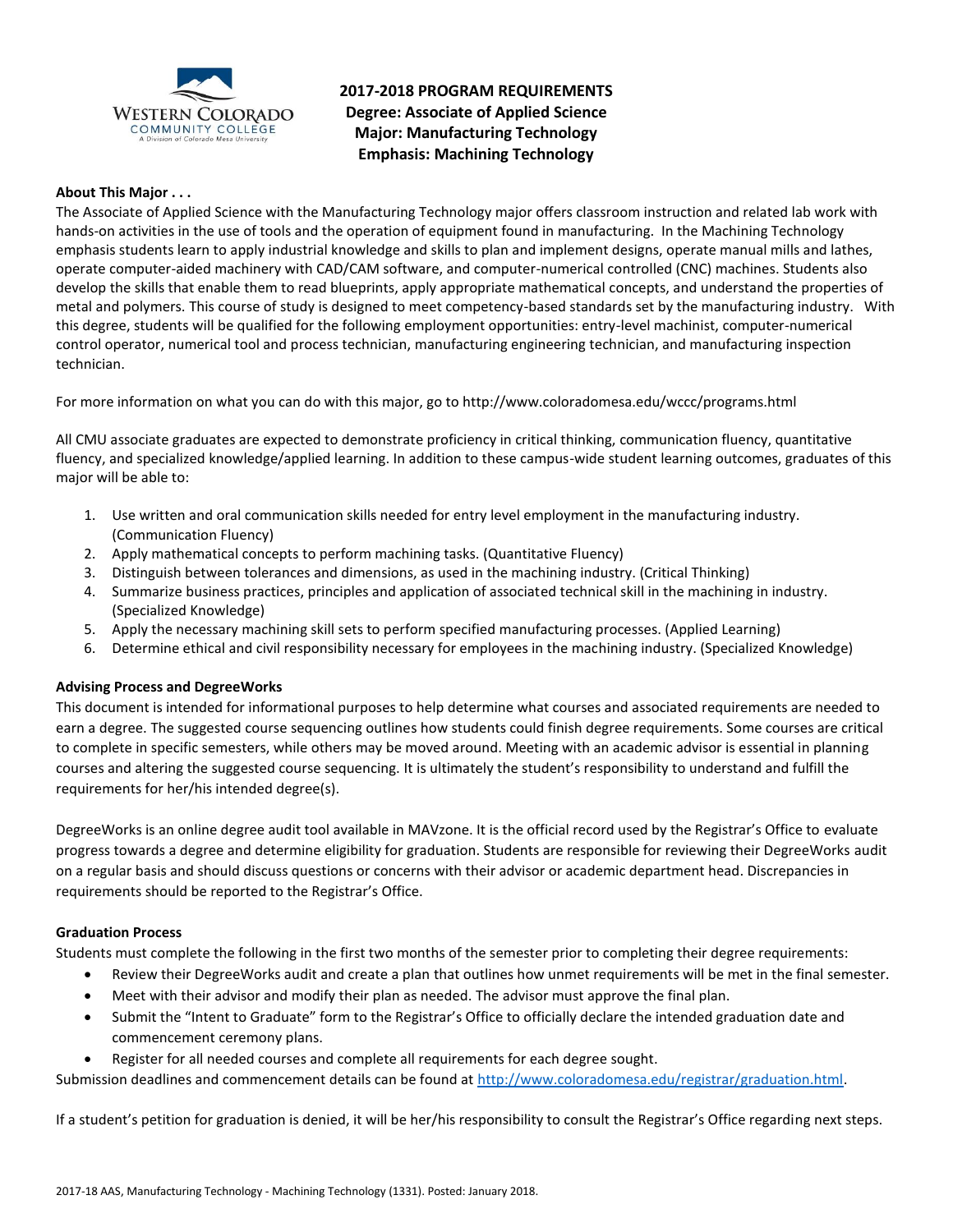**2017-2018 PROGRAM REQUIREMENTS**
**Degree: Associate of Applied Science**
**Major: Manufacturing Technology**
**Emphasis: Machining Technology**

**About This Major . . .**

The Associate of Applied Science with the Manufacturing Technology major offers classroom instruction and related lab work with hands-on activities in the use of tools and the operation of equipment found in manufacturing. In the Machining Technology emphasis students learn to apply industrial knowledge and skills to plan and implement designs, operate manual mills and lathes, operate computer-aided machinery with CAD/CAM software, and computer-numerical controlled (CNC) machines. Students also develop the skills that enable them to read blueprints, apply appropriate mathematical concepts, and understand the properties of metal and polymers. This course of study is designed to meet competency-based standards set by the manufacturing industry. With this degree, students will be qualified for the following employment opportunities: entry-level machinist, computer-numerical control operator, numerical tool and process technician, manufacturing engineering technician, and manufacturing inspection technician.

For more information on what you can do with this major, go to http://www.coloradomesa.edu/wccc/programs.html

All CMU associate graduates are expected to demonstrate proficiency in critical thinking, communication fluency, quantitative fluency, and specialized knowledge/applied learning. In addition to these campus-wide student learning outcomes, graduates of this major will be able to:

1. Use written and oral communication skills needed for entry level employment in the manufacturing industry. (Communication Fluency)
2. Apply mathematical concepts to perform machining tasks. (Quantitative Fluency)
3. Distinguish between tolerances and dimensions, as used in the machining industry. (Critical Thinking)
4. Summarize business practices, principles and application of associated technical skill in the machining in industry. (Specialized Knowledge)
5. Apply the necessary machining skill sets to perform specified manufacturing processes. (Applied Learning)
6. Determine ethical and civil responsibility necessary for employees in the machining industry. (Specialized Knowledge)

**Advising Process and DegreeWorks**

This document is intended for informational purposes to help determine what courses and associated requirements are needed to earn a degree. The suggested course sequencing outlines how students could finish degree requirements. Some courses are critical to complete in specific semesters, while others may be moved around. Meeting with an academic advisor is essential in planning courses and altering the suggested course sequencing. It is ultimately the student's responsibility to understand and fulfill the requirements for her/his intended degree(s).

DegreeWorks is an online degree audit tool available in MAVzone. It is the official record used by the Registrar's Office to evaluate progress towards a degree and determine eligibility for graduation. Students are responsible for reviewing their DegreeWorks audit on a regular basis and should discuss questions or concerns with their advisor or academic department head. Discrepancies in requirements should be reported to the Registrar's Office.

**Graduation Process**

Students must complete the following in the first two months of the semester prior to completing their degree requirements:

- Review their DegreeWorks audit and create a plan that outlines how unmet requirements will be met in the final semester.
- Meet with their advisor and modify their plan as needed. The advisor must approve the final plan.
- Submit the "Intent to Graduate" form to the Registrar's Office to officially declare the intended graduation date and commencement ceremony plans.
- Register for all needed courses and complete all requirements for each degree sought.

Submission deadlines and commencement details can be found at http://www.coloradomesa.edu/registrar/graduation.html.

If a student's petition for graduation is denied, it will be her/his responsibility to consult the Registrar's Office regarding next steps.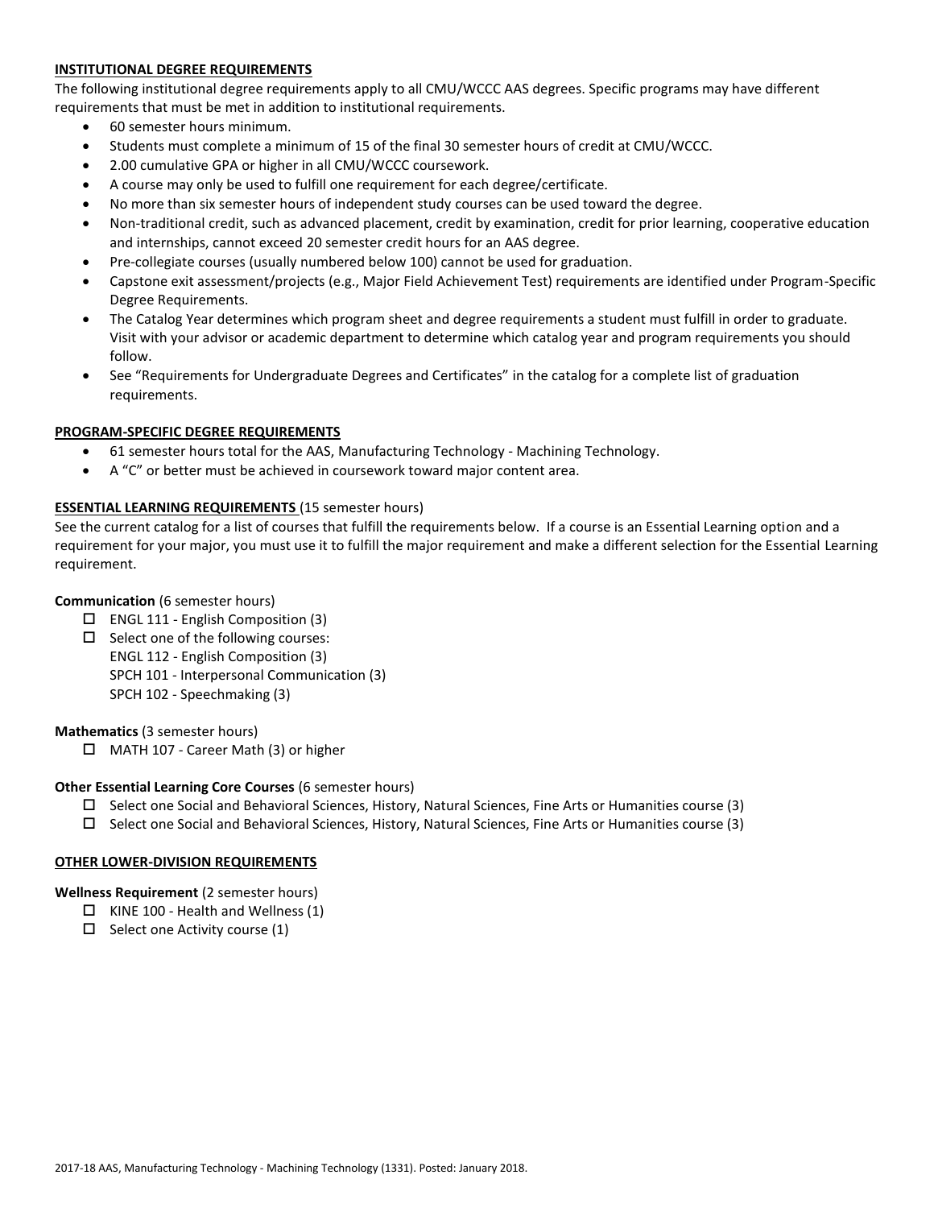## INSTITUTIONAL DEGREE REQUIREMENTS

The following institutional degree requirements apply to all CMU/WCCC AAS degrees. Specific programs may have different requirements that must be met in addition to institutional requirements.

- 60 semester hours minimum.
- Students must complete a minimum of 15 of the final 30 semester hours of credit at CMU/WCCC.
- 2.00 cumulative GPA or higher in all CMU/WCCC coursework.
- A course may only be used to fulfill one requirement for each degree/certificate.
- No more than six semester hours of independent study courses can be used toward the degree.
- Non-traditional credit, such as advanced placement, credit by examination, credit for prior learning, cooperative education and internships, cannot exceed 20 semester credit hours for an AAS degree.
- Pre-collegiate courses (usually numbered below 100) cannot be used for graduation.
- Capstone exit assessment/projects (e.g., Major Field Achievement Test) requirements are identified under Program-Specific Degree Requirements.
- The Catalog Year determines which program sheet and degree requirements a student must fulfill in order to graduate. Visit with your advisor or academic department to determine which catalog year and program requirements you should follow.
- See "Requirements for Undergraduate Degrees and Certificates" in the catalog for a complete list of graduation requirements.

## PROGRAM-SPECIFIC DEGREE REQUIREMENTS

- 61 semester hours total for the AAS, Manufacturing Technology - Machining Technology.
- A "C" or better must be achieved in coursework toward major content area.

## ESSENTIAL LEARNING REQUIREMENTS (15 semester hours)

See the current catalog for a list of courses that fulfill the requirements below. If a course is an Essential Learning option and a requirement for your major, you must use it to fulfill the major requirement and make a different selection for the Essential Learning requirement.

**Communication** (6 semester hours)

- ☐ ENGL 111 - English Composition (3)
- ☐ Select one of the following courses:
  ENGL 112 - English Composition (3)
  SPCH 101 - Interpersonal Communication (3)
  SPCH 102 - Speechmaking (3)

**Mathematics** (3 semester hours)

- ☐ MATH 107 - Career Math (3) or higher

**Other Essential Learning Core Courses** (6 semester hours)

- ☐ Select one Social and Behavioral Sciences, History, Natural Sciences, Fine Arts or Humanities course (3)
- ☐ Select one Social and Behavioral Sciences, History, Natural Sciences, Fine Arts or Humanities course (3)

## OTHER LOWER-DIVISION REQUIREMENTS

**Wellness Requirement** (2 semester hours)

- ☐ KINE 100 - Health and Wellness (1)
- ☐ Select one Activity course (1)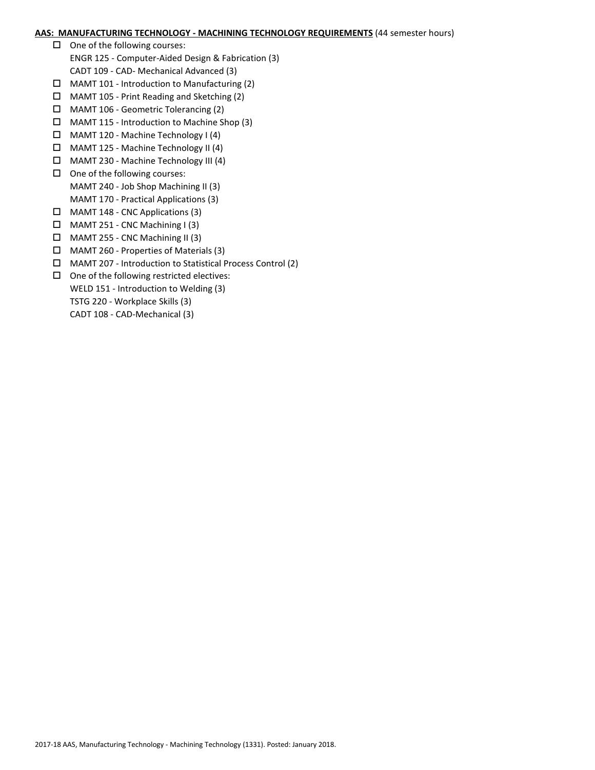**AAS: MANUFACTURING TECHNOLOGY - MACHINING TECHNOLOGY REQUIREMENTS** (44 semester hours)

- ☐ One of the following courses:
  ENGR 125 - Computer-Aided Design & Fabrication (3)
  CADT 109 - CAD- Mechanical Advanced (3)
- ☐ MAMT 101 - Introduction to Manufacturing (2)
- ☐ MAMT 105 - Print Reading and Sketching (2)
- ☐ MAMT 106 - Geometric Tolerancing (2)
- ☐ MAMT 115 - Introduction to Machine Shop (3)
- ☐ MAMT 120 - Machine Technology I (4)
- ☐ MAMT 125 - Machine Technology II (4)
- ☐ MAMT 230 - Machine Technology III (4)
- ☐ One of the following courses:
  MAMT 240 - Job Shop Machining II (3)
  MAMT 170 - Practical Applications (3)
- ☐ MAMT 148 - CNC Applications (3)
- ☐ MAMT 251 - CNC Machining I (3)
- ☐ MAMT 255 - CNC Machining II (3)
- ☐ MAMT 260 - Properties of Materials (3)
- ☐ MAMT 207 - Introduction to Statistical Process Control (2)
- ☐ One of the following restricted electives:
  WELD 151 - Introduction to Welding (3)
  TSTG 220 - Workplace Skills (3)
  CADT 108 - CAD-Mechanical (3)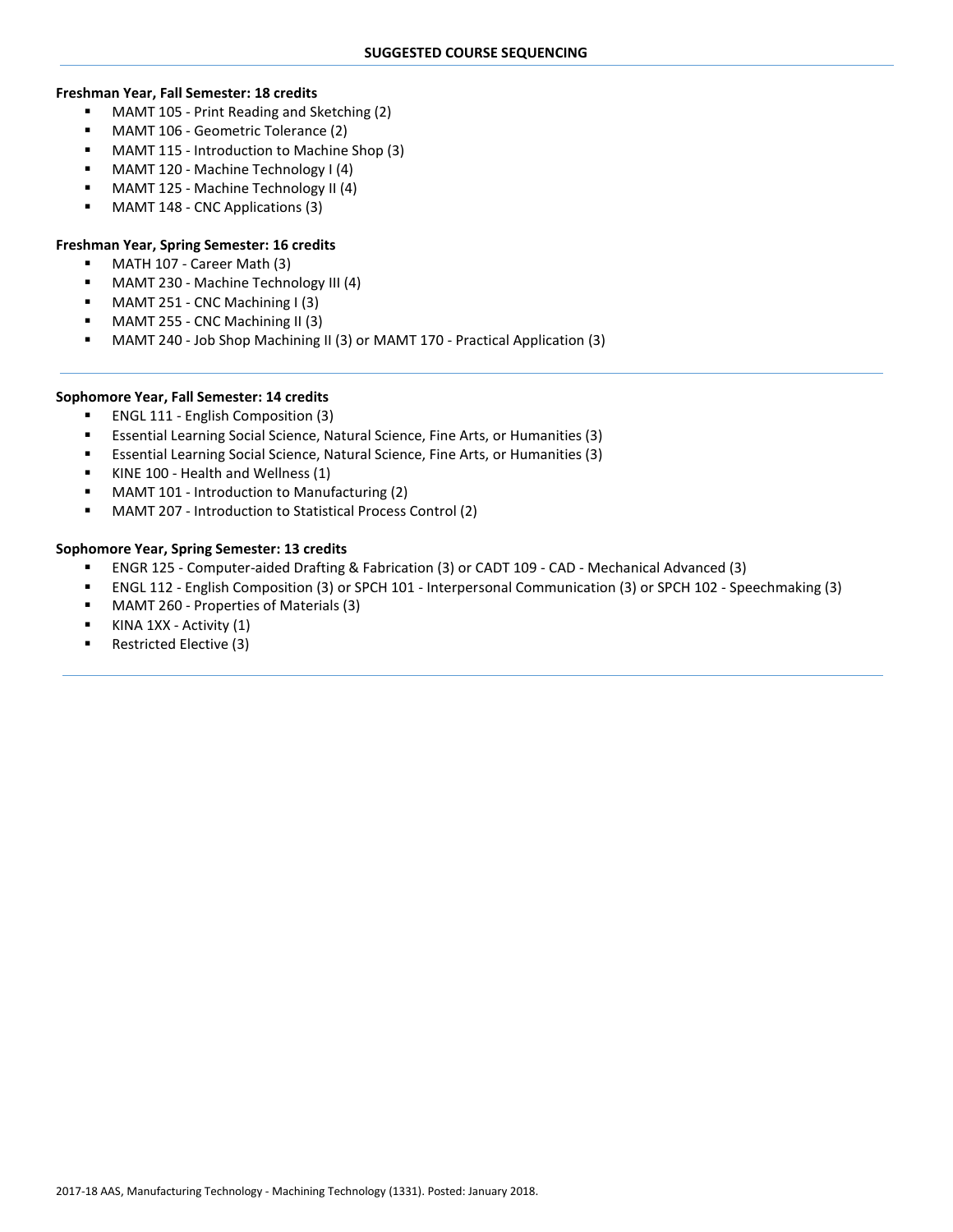## SUGGESTED COURSE SEQUENCING

**Freshman Year, Fall Semester: 18 credits**

- MAMT 105 - Print Reading and Sketching (2)
- MAMT 106 - Geometric Tolerance (2)
- MAMT 115 - Introduction to Machine Shop (3)
- MAMT 120 - Machine Technology I (4)
- MAMT 125 - Machine Technology II (4)
- MAMT 148 - CNC Applications (3)

**Freshman Year, Spring Semester: 16 credits**

- MATH 107 - Career Math (3)
- MAMT 230 - Machine Technology III (4)
- MAMT 251 - CNC Machining I (3)
- MAMT 255 - CNC Machining II (3)
- MAMT 240 - Job Shop Machining II (3) or MAMT 170 - Practical Application (3)

---

**Sophomore Year, Fall Semester: 14 credits**

- ENGL 111 - English Composition (3)
- Essential Learning Social Science, Natural Science, Fine Arts, or Humanities (3)
- Essential Learning Social Science, Natural Science, Fine Arts, or Humanities (3)
- KINE 100 - Health and Wellness (1)
- MAMT 101 - Introduction to Manufacturing (2)
- MAMT 207 - Introduction to Statistical Process Control (2)

**Sophomore Year, Spring Semester: 13 credits**

- ENGR 125 - Computer-aided Drafting & Fabrication (3) or CADT 109 - CAD - Mechanical Advanced (3)
- ENGL 112 - English Composition (3) or SPCH 101 - Interpersonal Communication (3) or SPCH 102 - Speechmaking (3)
- MAMT 260 - Properties of Materials (3)
- KINA 1XX - Activity (1)
- Restricted Elective (3)

---

2017-18 AAS, Manufacturing Technology - Machining Technology (1331). Posted: January 2018.